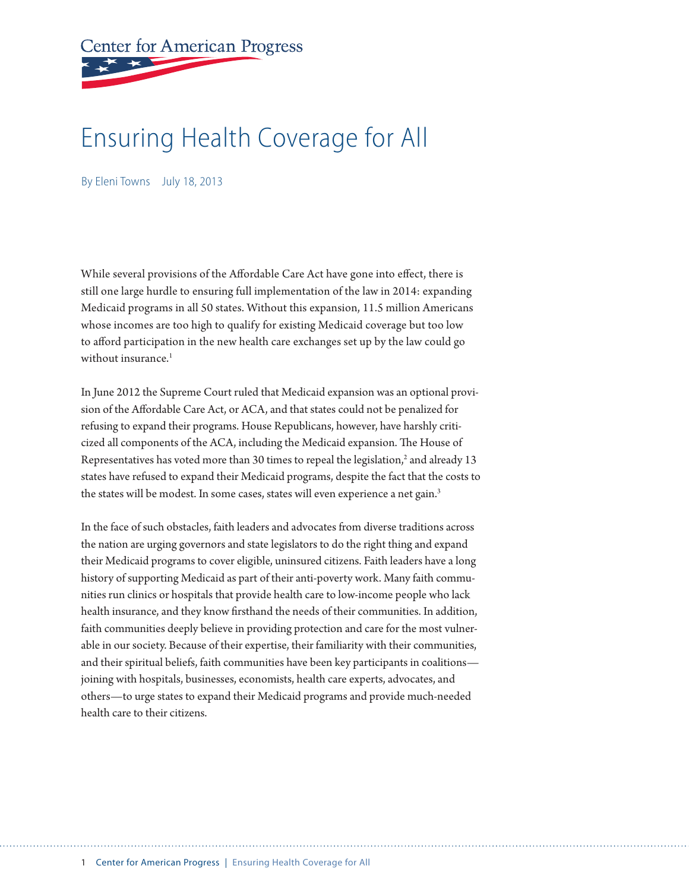Center for American Progress

# Ensuring Health Coverage for All

By Eleni Towns July 18, 2013

While several provisions of the Affordable Care Act have gone into effect, there is still one large hurdle to ensuring full implementation of the law in 2014: expanding Medicaid programs in all 50 states. Without this expansion, 11.5 million Americans whose incomes are too high to qualify for existing Medicaid coverage but too low to afford participation in the new health care exchanges set up by the law could go without insurance.[1]

In June 2012 the Supreme Court ruled that Medicaid expansion was an optional provision of the Affordable Care Act, or ACA, and that states could not be penalized for refusing to expand their programs. House Republicans, however, have harshly criticized all components of the ACA, including the Medicaid expansion. The House of Representatives has voted more than 30 times to repeal the legislation,[2] and already 13 states have refused to expand their Medicaid programs, despite the fact that the costs to the states will be modest. In some cases, states will even experience a net gain.[3]

In the face of such obstacles, faith leaders and advocates from diverse traditions across the nation are urging governors and state legislators to do the right thing and expand their Medicaid programs to cover eligible, uninsured citizens. Faith leaders have a long history of supporting Medicaid as part of their anti-poverty work. Many faith communities run clinics or hospitals that provide health care to low-income people who lack health insurance, and they know firsthand the needs of their communities. In addition, faith communities deeply believe in providing protection and care for the most vulnerable in our society. Because of their expertise, their familiarity with their communities, and their spiritual beliefs, faith communities have been key participants in coalitions—joining with hospitals, businesses, economists, health care experts, advocates, and others—to urge states to expand their Medicaid programs and provide much-needed health care to their citizens.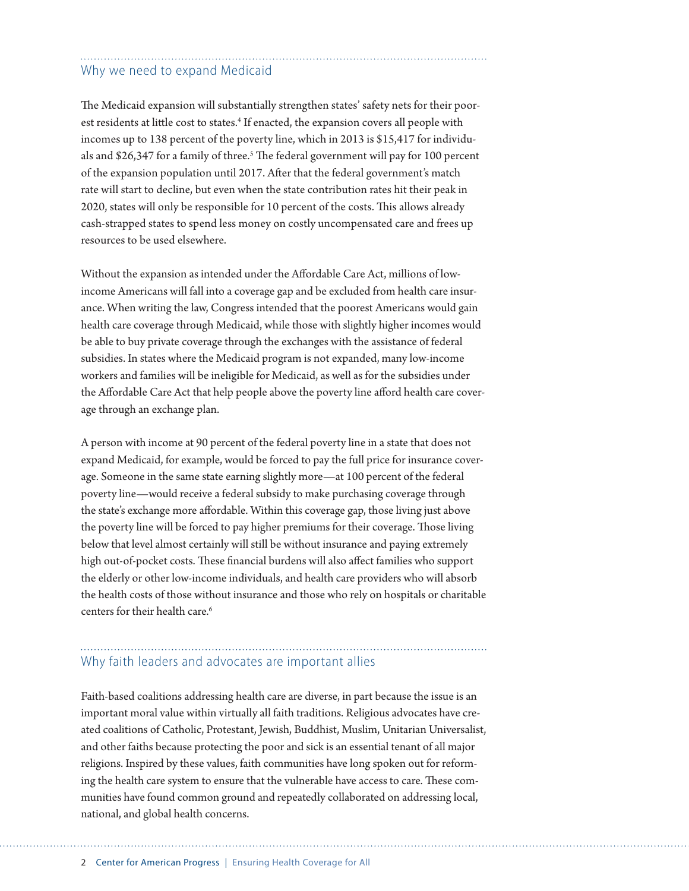## Why we need to expand Medicaid

The Medicaid expansion will substantially strengthen states' safety nets for their poorest residents at little cost to states.[4] If enacted, the expansion covers all people with incomes up to 138 percent of the poverty line, which in 2013 is $15,417 for individuals and $26,347 for a family of three.[5] The federal government will pay for 100 percent of the expansion population until 2017. After that the federal government's match rate will start to decline, but even when the state contribution rates hit their peak in 2020, states will only be responsible for 10 percent of the costs. This allows already cash-strapped states to spend less money on costly uncompensated care and frees up resources to be used elsewhere.

Without the expansion as intended under the Affordable Care Act, millions of low-income Americans will fall into a coverage gap and be excluded from health care insurance. When writing the law, Congress intended that the poorest Americans would gain health care coverage through Medicaid, while those with slightly higher incomes would be able to buy private coverage through the exchanges with the assistance of federal subsidies. In states where the Medicaid program is not expanded, many low-income workers and families will be ineligible for Medicaid, as well as for the subsidies under the Affordable Care Act that help people above the poverty line afford health care coverage through an exchange plan.

A person with income at 90 percent of the federal poverty line in a state that does not expand Medicaid, for example, would be forced to pay the full price for insurance coverage. Someone in the same state earning slightly more—at 100 percent of the federal poverty line—would receive a federal subsidy to make purchasing coverage through the state's exchange more affordable. Within this coverage gap, those living just above the poverty line will be forced to pay higher premiums for their coverage. Those living below that level almost certainly will still be without insurance and paying extremely high out-of-pocket costs. These financial burdens will also affect families who support the elderly or other low-income individuals, and health care providers who will absorb the health costs of those without insurance and those who rely on hospitals or charitable centers for their health care.[6]

## Why faith leaders and advocates are important allies

Faith-based coalitions addressing health care are diverse, in part because the issue is an important moral value within virtually all faith traditions. Religious advocates have created coalitions of Catholic, Protestant, Jewish, Buddhist, Muslim, Unitarian Universalist, and other faiths because protecting the poor and sick is an essential tenant of all major religions. Inspired by these values, faith communities have long spoken out for reforming the health care system to ensure that the vulnerable have access to care. These communities have found common ground and repeatedly collaborated on addressing local, national, and global health concerns.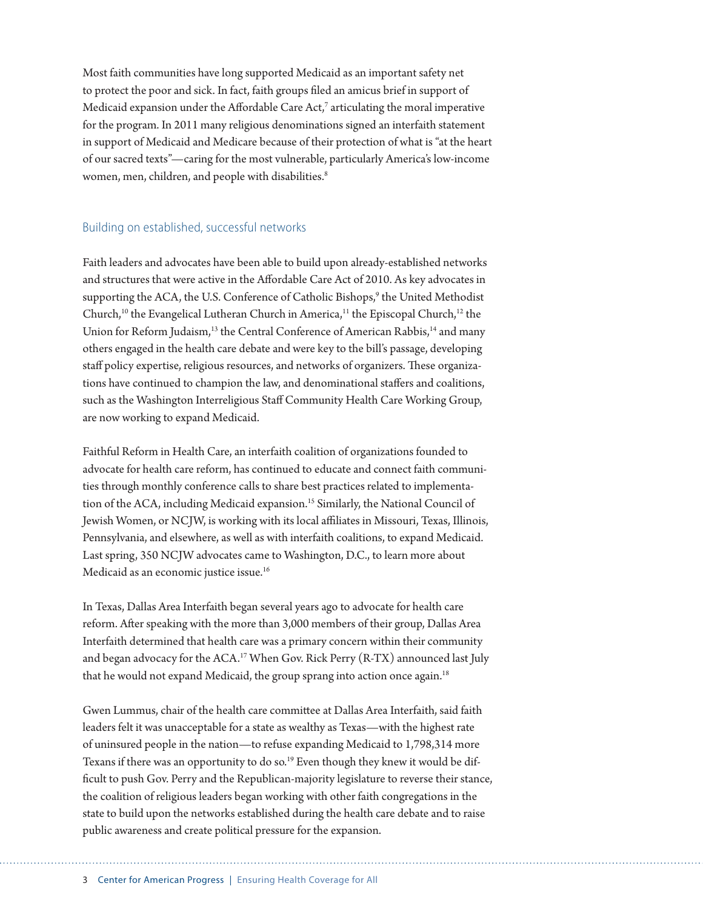Most faith communities have long supported Medicaid as an important safety net to protect the poor and sick. In fact, faith groups filed an amicus brief in support of Medicaid expansion under the Affordable Care Act,[7] articulating the moral imperative for the program. In 2011 many religious denominations signed an interfaith statement in support of Medicaid and Medicare because of their protection of what is "at the heart of our sacred texts"—caring for the most vulnerable, particularly America's low-income women, men, children, and people with disabilities.[8]

## Building on established, successful networks

Faith leaders and advocates have been able to build upon already-established networks and structures that were active in the Affordable Care Act of 2010. As key advocates in supporting the ACA, the U.S. Conference of Catholic Bishops,[9] the United Methodist Church,[10] the Evangelical Lutheran Church in America,[11] the Episcopal Church,[12] the Union for Reform Judaism,[13] the Central Conference of American Rabbis,[14] and many others engaged in the health care debate and were key to the bill's passage, developing staff policy expertise, religious resources, and networks of organizers. These organizations have continued to champion the law, and denominational staffers and coalitions, such as the Washington Interreligious Staff Community Health Care Working Group, are now working to expand Medicaid.

Faithful Reform in Health Care, an interfaith coalition of organizations founded to advocate for health care reform, has continued to educate and connect faith communities through monthly conference calls to share best practices related to implementation of the ACA, including Medicaid expansion.[15] Similarly, the National Council of Jewish Women, or NCJW, is working with its local affiliates in Missouri, Texas, Illinois, Pennsylvania, and elsewhere, as well as with interfaith coalitions, to expand Medicaid. Last spring, 350 NCJW advocates came to Washington, D.C., to learn more about Medicaid as an economic justice issue.[16]

In Texas, Dallas Area Interfaith began several years ago to advocate for health care reform. After speaking with the more than 3,000 members of their group, Dallas Area Interfaith determined that health care was a primary concern within their community and began advocacy for the ACA.[17] When Gov. Rick Perry (R-TX) announced last July that he would not expand Medicaid, the group sprang into action once again.[18]

Gwen Lummus, chair of the health care committee at Dallas Area Interfaith, said faith leaders felt it was unacceptable for a state as wealthy as Texas—with the highest rate of uninsured people in the nation—to refuse expanding Medicaid to 1,798,314 more Texans if there was an opportunity to do so.[19] Even though they knew it would be difficult to push Gov. Perry and the Republican-majority legislature to reverse their stance, the coalition of religious leaders began working with other faith congregations in the state to build upon the networks established during the health care debate and to raise public awareness and create political pressure for the expansion.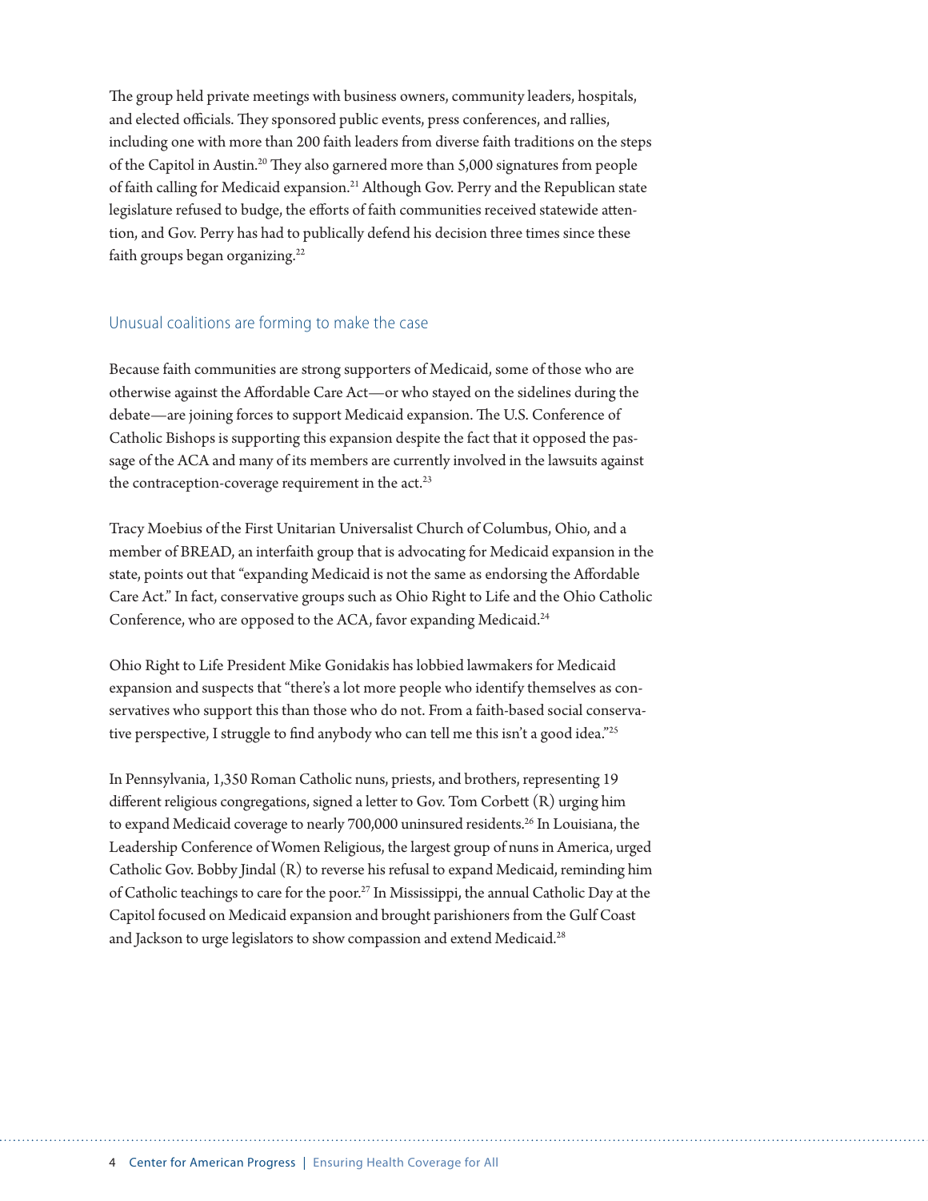The group held private meetings with business owners, community leaders, hospitals, and elected officials. They sponsored public events, press conferences, and rallies, including one with more than 200 faith leaders from diverse faith traditions on the steps of the Capitol in Austin.[20] They also garnered more than 5,000 signatures from people of faith calling for Medicaid expansion.[21] Although Gov. Perry and the Republican state legislature refused to budge, the efforts of faith communities received statewide attention, and Gov. Perry has had to publically defend his decision three times since these faith groups began organizing.[22]

## Unusual coalitions are forming to make the case

Because faith communities are strong supporters of Medicaid, some of those who are otherwise against the Affordable Care Act—or who stayed on the sidelines during the debate—are joining forces to support Medicaid expansion. The U.S. Conference of Catholic Bishops is supporting this expansion despite the fact that it opposed the passage of the ACA and many of its members are currently involved in the lawsuits against the contraception-coverage requirement in the act.[23]

Tracy Moebius of the First Unitarian Universalist Church of Columbus, Ohio, and a member of BREAD, an interfaith group that is advocating for Medicaid expansion in the state, points out that "expanding Medicaid is not the same as endorsing the Affordable Care Act." In fact, conservative groups such as Ohio Right to Life and the Ohio Catholic Conference, who are opposed to the ACA, favor expanding Medicaid.[24]

Ohio Right to Life President Mike Gonidakis has lobbied lawmakers for Medicaid expansion and suspects that "there's a lot more people who identify themselves as conservatives who support this than those who do not. From a faith-based social conservative perspective, I struggle to find anybody who can tell me this isn't a good idea."[25]

In Pennsylvania, 1,350 Roman Catholic nuns, priests, and brothers, representing 19 different religious congregations, signed a letter to Gov. Tom Corbett (R) urging him to expand Medicaid coverage to nearly 700,000 uninsured residents.[26] In Louisiana, the Leadership Conference of Women Religious, the largest group of nuns in America, urged Catholic Gov. Bobby Jindal (R) to reverse his refusal to expand Medicaid, reminding him of Catholic teachings to care for the poor.[27] In Mississippi, the annual Catholic Day at the Capitol focused on Medicaid expansion and brought parishioners from the Gulf Coast and Jackson to urge legislators to show compassion and extend Medicaid.[28]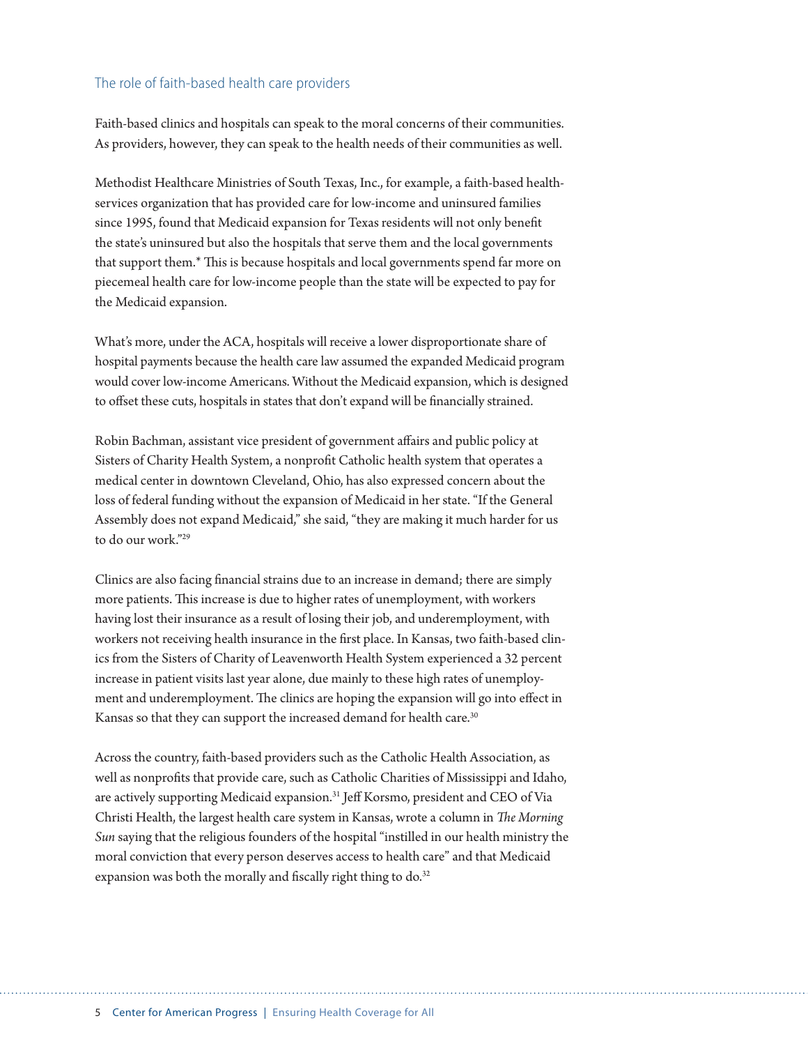## The role of faith-based health care providers

Faith-based clinics and hospitals can speak to the moral concerns of their communities. As providers, however, they can speak to the health needs of their communities as well.

Methodist Healthcare Ministries of South Texas, Inc., for example, a faith-based health-services organization that has provided care for low-income and uninsured families since 1995, found that Medicaid expansion for Texas residents will not only benefit the state's uninsured but also the hospitals that serve them and the local governments that support them.* This is because hospitals and local governments spend far more on piecemeal health care for low-income people than the state will be expected to pay for the Medicaid expansion.

What's more, under the ACA, hospitals will receive a lower disproportionate share of hospital payments because the health care law assumed the expanded Medicaid program would cover low-income Americans. Without the Medicaid expansion, which is designed to offset these cuts, hospitals in states that don't expand will be financially strained.

Robin Bachman, assistant vice president of government affairs and public policy at Sisters of Charity Health System, a nonprofit Catholic health system that operates a medical center in downtown Cleveland, Ohio, has also expressed concern about the loss of federal funding without the expansion of Medicaid in her state. "If the General Assembly does not expand Medicaid," she said, "they are making it much harder for us to do our work."[29]

Clinics are also facing financial strains due to an increase in demand; there are simply more patients. This increase is due to higher rates of unemployment, with workers having lost their insurance as a result of losing their job, and underemployment, with workers not receiving health insurance in the first place. In Kansas, two faith-based clinics from the Sisters of Charity of Leavenworth Health System experienced a 32 percent increase in patient visits last year alone, due mainly to these high rates of unemployment and underemployment. The clinics are hoping the expansion will go into effect in Kansas so that they can support the increased demand for health care.[30]

Across the country, faith-based providers such as the Catholic Health Association, as well as nonprofits that provide care, such as Catholic Charities of Mississippi and Idaho, are actively supporting Medicaid expansion.[31] Jeff Korsmo, president and CEO of Via Christi Health, the largest health care system in Kansas, wrote a column in *The Morning Sun* saying that the religious founders of the hospital "instilled in our health ministry the moral conviction that every person deserves access to health care" and that Medicaid expansion was both the morally and fiscally right thing to do.[32]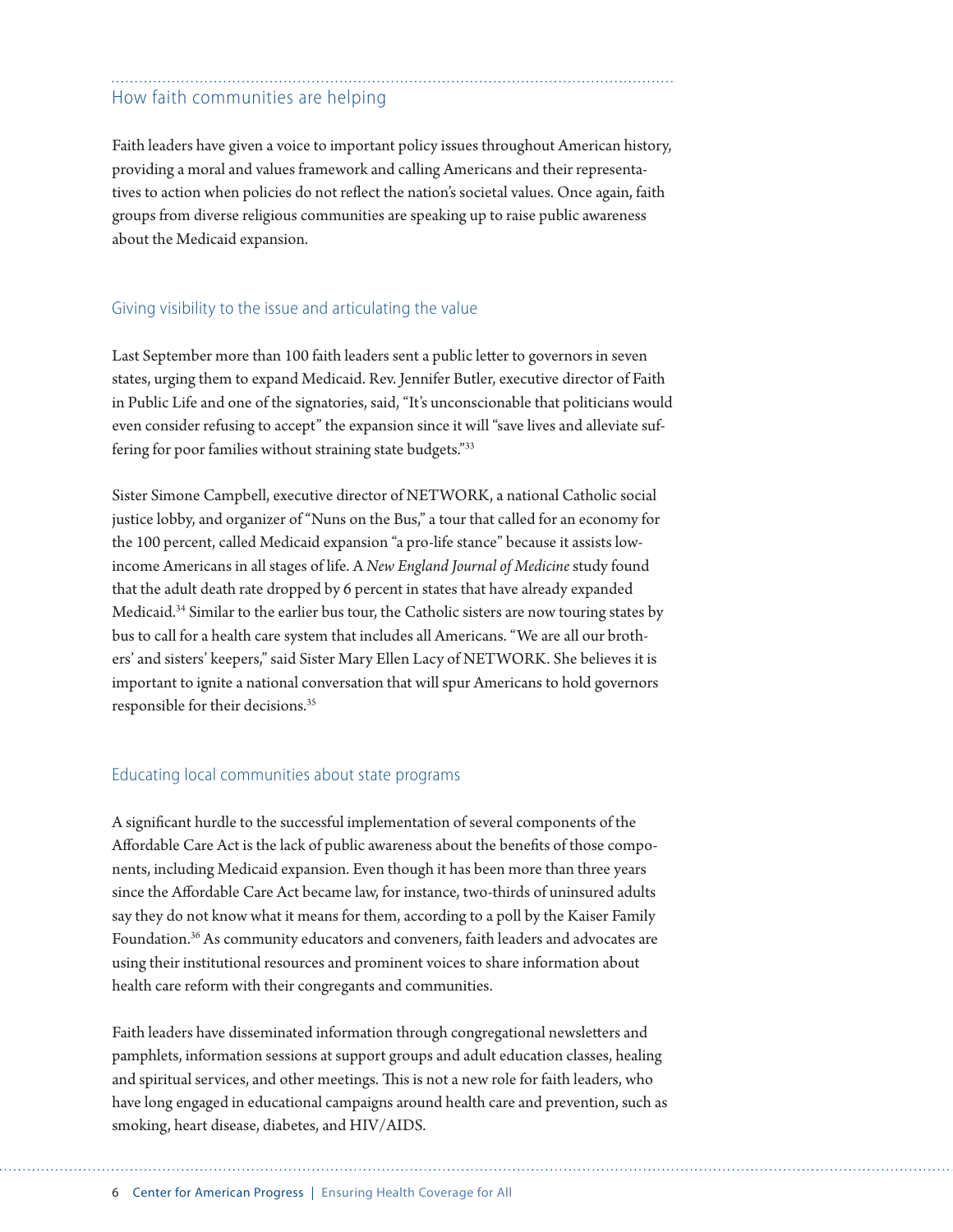## How faith communities are helping

Faith leaders have given a voice to important policy issues throughout American history, providing a moral and values framework and calling Americans and their representatives to action when policies do not reflect the nation's societal values. Once again, faith groups from diverse religious communities are speaking up to raise public awareness about the Medicaid expansion.

### Giving visibility to the issue and articulating the value

Last September more than 100 faith leaders sent a public letter to governors in seven states, urging them to expand Medicaid. Rev. Jennifer Butler, executive director of Faith in Public Life and one of the signatories, said, "It's unconscionable that politicians would even consider refusing to accept" the expansion since it will "save lives and alleviate suffering for poor families without straining state budgets."[33]

Sister Simone Campbell, executive director of NETWORK, a national Catholic social justice lobby, and organizer of "Nuns on the Bus," a tour that called for an economy for the 100 percent, called Medicaid expansion "a pro-life stance" because it assists low-income Americans in all stages of life. A *New England Journal of Medicine* study found that the adult death rate dropped by 6 percent in states that have already expanded Medicaid.[34] Similar to the earlier bus tour, the Catholic sisters are now touring states by bus to call for a health care system that includes all Americans. "We are all our brothers' and sisters' keepers," said Sister Mary Ellen Lacy of NETWORK. She believes it is important to ignite a national conversation that will spur Americans to hold governors responsible for their decisions.[35]

### Educating local communities about state programs

A significant hurdle to the successful implementation of several components of the Affordable Care Act is the lack of public awareness about the benefits of those components, including Medicaid expansion. Even though it has been more than three years since the Affordable Care Act became law, for instance, two-thirds of uninsured adults say they do not know what it means for them, according to a poll by the Kaiser Family Foundation.[36] As community educators and conveners, faith leaders and advocates are using their institutional resources and prominent voices to share information about health care reform with their congregants and communities.

Faith leaders have disseminated information through congregational newsletters and pamphlets, information sessions at support groups and adult education classes, healing and spiritual services, and other meetings. This is not a new role for faith leaders, who have long engaged in educational campaigns around health care and prevention, such as smoking, heart disease, diabetes, and HIV/AIDS.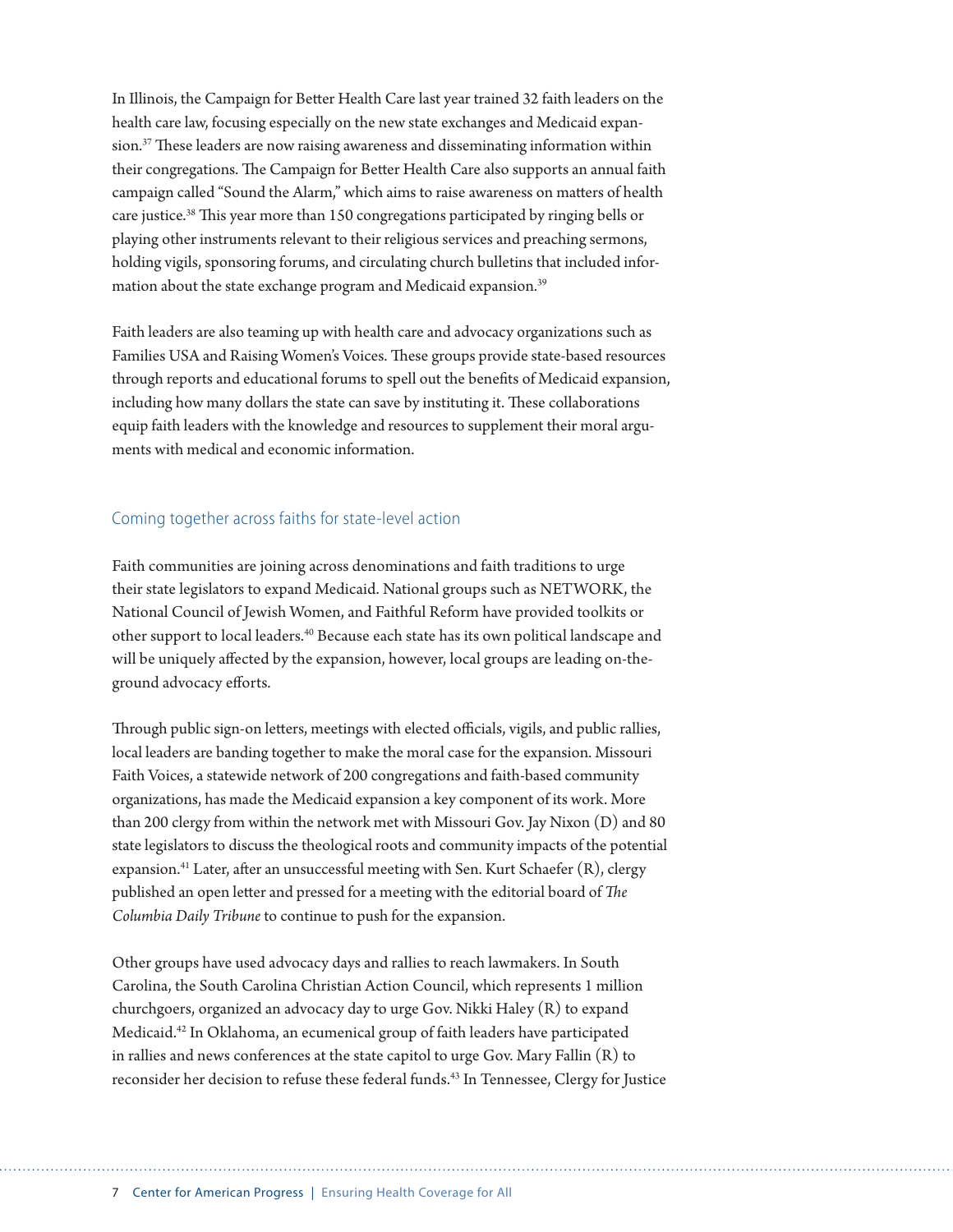In Illinois, the Campaign for Better Health Care last year trained 32 faith leaders on the health care law, focusing especially on the new state exchanges and Medicaid expansion.[37] These leaders are now raising awareness and disseminating information within their congregations. The Campaign for Better Health Care also supports an annual faith campaign called "Sound the Alarm," which aims to raise awareness on matters of health care justice.[38] This year more than 150 congregations participated by ringing bells or playing other instruments relevant to their religious services and preaching sermons, holding vigils, sponsoring forums, and circulating church bulletins that included information about the state exchange program and Medicaid expansion.[39]

Faith leaders are also teaming up with health care and advocacy organizations such as Families USA and Raising Women's Voices. These groups provide state-based resources through reports and educational forums to spell out the benefits of Medicaid expansion, including how many dollars the state can save by instituting it. These collaborations equip faith leaders with the knowledge and resources to supplement their moral arguments with medical and economic information.

### Coming together across faiths for state-level action

Faith communities are joining across denominations and faith traditions to urge their state legislators to expand Medicaid. National groups such as NETWORK, the National Council of Jewish Women, and Faithful Reform have provided toolkits or other support to local leaders.[40] Because each state has its own political landscape and will be uniquely affected by the expansion, however, local groups are leading on-the-ground advocacy efforts.

Through public sign-on letters, meetings with elected officials, vigils, and public rallies, local leaders are banding together to make the moral case for the expansion. Missouri Faith Voices, a statewide network of 200 congregations and faith-based community organizations, has made the Medicaid expansion a key component of its work. More than 200 clergy from within the network met with Missouri Gov. Jay Nixon (D) and 80 state legislators to discuss the theological roots and community impacts of the potential expansion.[41] Later, after an unsuccessful meeting with Sen. Kurt Schaefer (R), clergy published an open letter and pressed for a meeting with the editorial board of *The Columbia Daily Tribune* to continue to push for the expansion.

Other groups have used advocacy days and rallies to reach lawmakers. In South Carolina, the South Carolina Christian Action Council, which represents 1 million churchgoers, organized an advocacy day to urge Gov. Nikki Haley (R) to expand Medicaid.[42] In Oklahoma, an ecumenical group of faith leaders have participated in rallies and news conferences at the state capitol to urge Gov. Mary Fallin (R) to reconsider her decision to refuse these federal funds.[43] In Tennessee, Clergy for Justice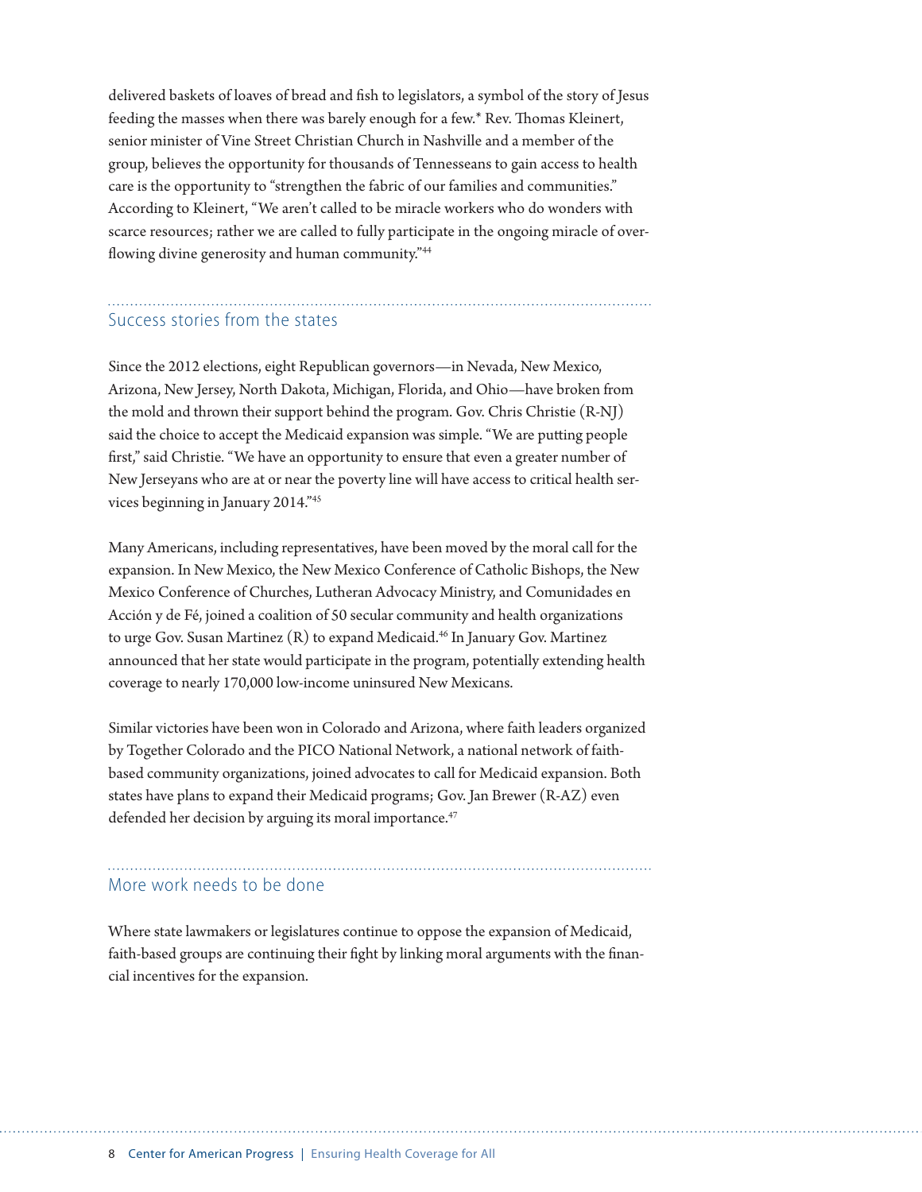delivered baskets of loaves of bread and fish to legislators, a symbol of the story of Jesus feeding the masses when there was barely enough for a few.* Rev. Thomas Kleinert, senior minister of Vine Street Christian Church in Nashville and a member of the group, believes the opportunity for thousands of Tennesseans to gain access to health care is the opportunity to "strengthen the fabric of our families and communities." According to Kleinert, "We aren't called to be miracle workers who do wonders with scarce resources; rather we are called to fully participate in the ongoing miracle of overflowing divine generosity and human community."[44]

## Success stories from the states

Since the 2012 elections, eight Republican governors—in Nevada, New Mexico, Arizona, New Jersey, North Dakota, Michigan, Florida, and Ohio—have broken from the mold and thrown their support behind the program. Gov. Chris Christie (R-NJ) said the choice to accept the Medicaid expansion was simple. "We are putting people first," said Christie. "We have an opportunity to ensure that even a greater number of New Jerseyans who are at or near the poverty line will have access to critical health services beginning in January 2014."[45]

Many Americans, including representatives, have been moved by the moral call for the expansion. In New Mexico, the New Mexico Conference of Catholic Bishops, the New Mexico Conference of Churches, Lutheran Advocacy Ministry, and Comunidades en Acción y de Fé, joined a coalition of 50 secular community and health organizations to urge Gov. Susan Martinez (R) to expand Medicaid.[46] In January Gov. Martinez announced that her state would participate in the program, potentially extending health coverage to nearly 170,000 low-income uninsured New Mexicans.

Similar victories have been won in Colorado and Arizona, where faith leaders organized by Together Colorado and the PICO National Network, a national network of faith-based community organizations, joined advocates to call for Medicaid expansion. Both states have plans to expand their Medicaid programs; Gov. Jan Brewer (R-AZ) even defended her decision by arguing its moral importance.[47]

## More work needs to be done

Where state lawmakers or legislatures continue to oppose the expansion of Medicaid, faith-based groups are continuing their fight by linking moral arguments with the financial incentives for the expansion.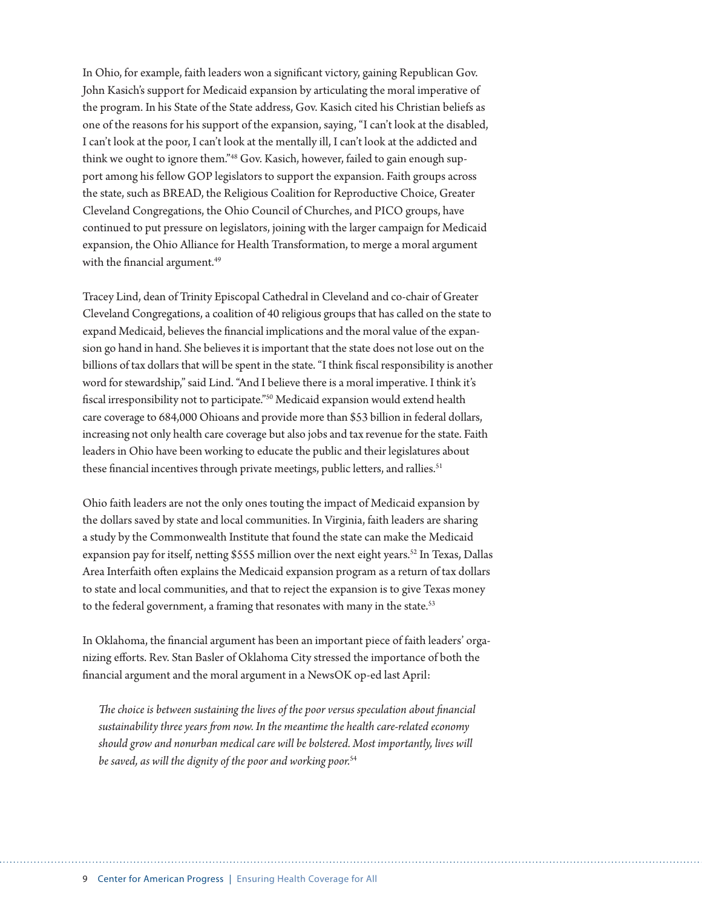In Ohio, for example, faith leaders won a significant victory, gaining Republican Gov. John Kasich's support for Medicaid expansion by articulating the moral imperative of the program. In his State of the State address, Gov. Kasich cited his Christian beliefs as one of the reasons for his support of the expansion, saying, "I can't look at the disabled, I can't look at the poor, I can't look at the mentally ill, I can't look at the addicted and think we ought to ignore them."[48] Gov. Kasich, however, failed to gain enough support among his fellow GOP legislators to support the expansion. Faith groups across the state, such as BREAD, the Religious Coalition for Reproductive Choice, Greater Cleveland Congregations, the Ohio Council of Churches, and PICO groups, have continued to put pressure on legislators, joining with the larger campaign for Medicaid expansion, the Ohio Alliance for Health Transformation, to merge a moral argument with the financial argument.[49]

Tracey Lind, dean of Trinity Episcopal Cathedral in Cleveland and co-chair of Greater Cleveland Congregations, a coalition of 40 religious groups that has called on the state to expand Medicaid, believes the financial implications and the moral value of the expansion go hand in hand. She believes it is important that the state does not lose out on the billions of tax dollars that will be spent in the state. "I think fiscal responsibility is another word for stewardship," said Lind. "And I believe there is a moral imperative. I think it's fiscal irresponsibility not to participate."[50] Medicaid expansion would extend health care coverage to 684,000 Ohioans and provide more than $53 billion in federal dollars, increasing not only health care coverage but also jobs and tax revenue for the state. Faith leaders in Ohio have been working to educate the public and their legislatures about these financial incentives through private meetings, public letters, and rallies.[51]

Ohio faith leaders are not the only ones touting the impact of Medicaid expansion by the dollars saved by state and local communities. In Virginia, faith leaders are sharing a study by the Commonwealth Institute that found the state can make the Medicaid expansion pay for itself, netting $555 million over the next eight years.[52] In Texas, Dallas Area Interfaith often explains the Medicaid expansion program as a return of tax dollars to state and local communities, and that to reject the expansion is to give Texas money to the federal government, a framing that resonates with many in the state.[53]

In Oklahoma, the financial argument has been an important piece of faith leaders' organizing efforts. Rev. Stan Basler of Oklahoma City stressed the importance of both the financial argument and the moral argument in a NewsOK op-ed last April:

> *The choice is between sustaining the lives of the poor versus speculation about financial sustainability three years from now. In the meantime the health care-related economy should grow and nonurban medical care will be bolstered. Most importantly, lives will be saved, as will the dignity of the poor and working poor.*[54]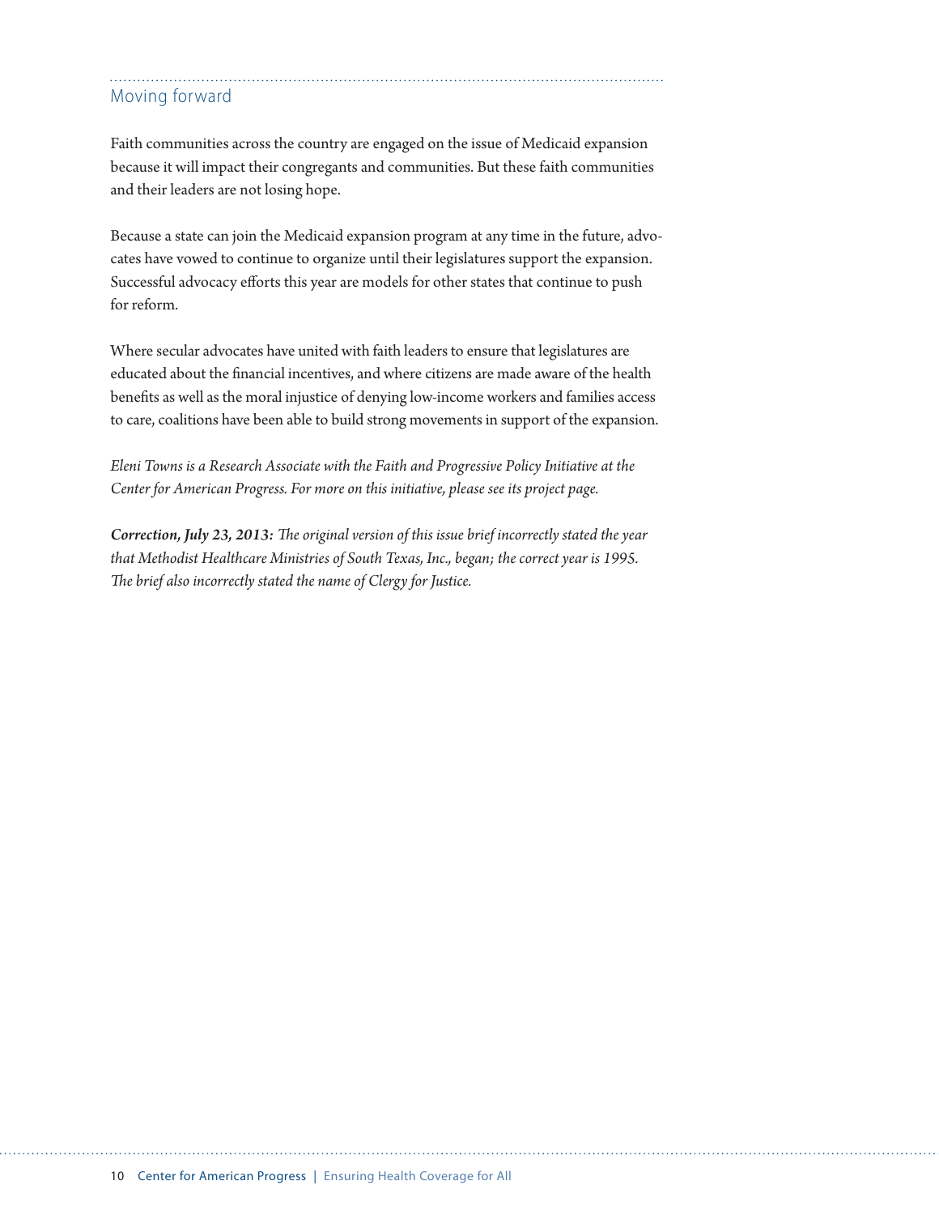## Moving forward

Faith communities across the country are engaged on the issue of Medicaid expansion because it will impact their congregants and communities. But these faith communities and their leaders are not losing hope.

Because a state can join the Medicaid expansion program at any time in the future, advocates have vowed to continue to organize until their legislatures support the expansion. Successful advocacy efforts this year are models for other states that continue to push for reform.

Where secular advocates have united with faith leaders to ensure that legislatures are educated about the financial incentives, and where citizens are made aware of the health benefits as well as the moral injustice of denying low-income workers and families access to care, coalitions have been able to build strong movements in support of the expansion.

*Eleni Towns is a Research Associate with the Faith and Progressive Policy Initiative at the Center for American Progress. For more on this initiative, please see its project page.*

***Correction, July 23, 2013:*** *The original version of this issue brief incorrectly stated the year that Methodist Healthcare Ministries of South Texas, Inc., began; the correct year is 1995. The brief also incorrectly stated the name of Clergy for Justice.*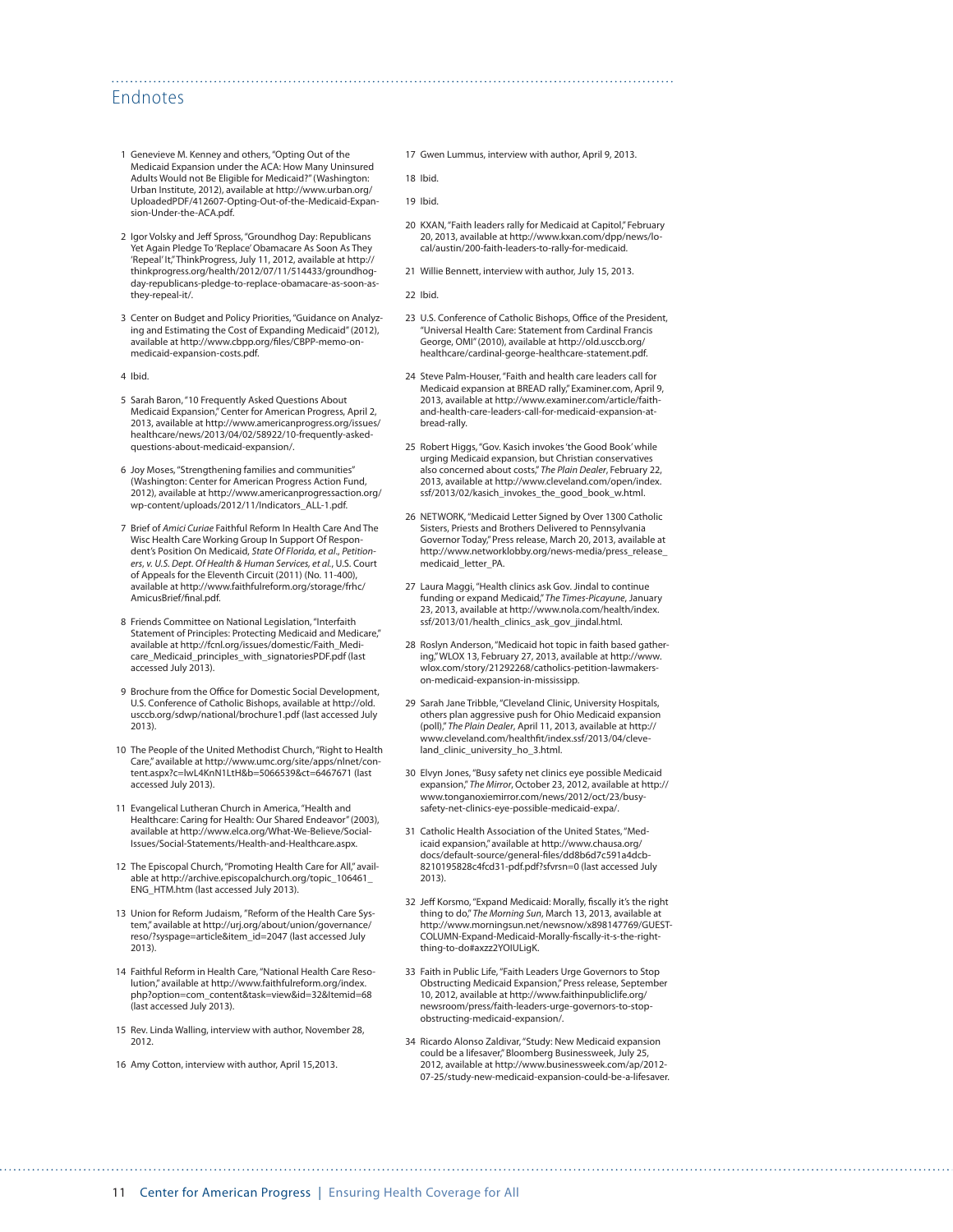## Endnotes

1. Genevieve M. Kenney and others, "Opting Out of the Medicaid Expansion under the ACA: How Many Uninsured Adults Would not Be Eligible for Medicaid?" (Washington: Urban Institute, 2012), available at http://www.urban.org/UploadedPDF/412607-Opting-Out-of-the-Medicaid-Expansion-Under-the-ACA.pdf.

2. Igor Volsky and Jeff Spross, "Groundhog Day: Republicans Yet Again Pledge To 'Replace' Obamacare As Soon As They 'Repeal' It," ThinkProgress, July 11, 2012, available at http://thinkprogress.org/health/2012/07/11/514433/groundhog-day-republicans-pledge-to-replace-obamacare-as-soon-as-they-repeal-it/.

3. Center on Budget and Policy Priorities, "Guidance on Analyzing and Estimating the Cost of Expanding Medicaid" (2012), available at http://www.cbpp.org/files/CBPP-memo-on-medicaid-expansion-costs.pdf.

4. Ibid.

5. Sarah Baron, "10 Frequently Asked Questions About Medicaid Expansion," Center for American Progress, April 2, 2013, available at http://www.americanprogress.org/issues/healthcare/news/2013/04/02/58922/10-frequently-asked-questions-about-medicaid-expansion/.

6. Joy Moses, "Strengthening families and communities" (Washington: Center for American Progress Action Fund, 2012), available at http://www.americanprogressaction.org/wp-content/uploads/2012/11/Indicators_ALL-1.pdf.

7. Brief of *Amici Curiae* Faithful Reform In Health Care And The Wisc Health Care Working Group In Support Of Respondent's Position On Medicaid, *State Of Florida, et al., Petitioners, v. U.S. Dept. Of Health & Human Services, et al.*, U.S. Court of Appeals for the Eleventh Circuit (2011) (No. 11-400), available at http://www.faithfulreform.org/storage/frhc/AmicusBrief/final.pdf.

8. Friends Committee on National Legislation, "Interfaith Statement of Principles: Protecting Medicaid and Medicare," available at http://fcnl.org/issues/domestic/Faith_Medicare_Medicaid_principles_with_signatoriesPDF.pdf (last accessed July 2013).

9. Brochure from the Office for Domestic Social Development, U.S. Conference of Catholic Bishops, available at http://old.usccb.org/sdwp/national/brochure1.pdf (last accessed July 2013).

10. The People of the United Methodist Church, "Right to Health Care," available at http://www.umc.org/site/apps/nlnet/content.aspx?c=lwL4KnN1LtH&b=5066539&ct=6467671 (last accessed July 2013).

11. Evangelical Lutheran Church in America, "Health and Healthcare: Caring for Health: Our Shared Endeavor" (2003), available at http://www.elca.org/What-We-Believe/Social-Issues/Social-Statements/Health-and-Healthcare.aspx.

12. The Episcopal Church, "Promoting Health Care for All," available at http://archive.episcopalchurch.org/topic_106461_ENG_HTM.htm (last accessed July 2013).

13. Union for Reform Judaism, "Reform of the Health Care System," available at http://urj.org/about/union/governance/reso/?syspage=article&item_id=2047 (last accessed July 2013).

14. Faithful Reform in Health Care, "National Health Care Resolution," available at http://www.faithfulreform.org/index.php?option=com_content&task=view&id=32&Itemid=68 (last accessed July 2013).

15. Rev. Linda Walling, interview with author, November 28, 2012.

16. Amy Cotton, interview with author, April 15,2013.

17. Gwen Lummus, interview with author, April 9, 2013.

18. Ibid.

19. Ibid.

20. KXAN, "Faith leaders rally for Medicaid at Capitol," February 20, 2013, available at http://www.kxan.com/dpp/news/local/austin/200-faith-leaders-to-rally-for-medicaid.

21. Willie Bennett, interview with author, July 15, 2013.

22. Ibid.

23. U.S. Conference of Catholic Bishops, Office of the President, "Universal Health Care: Statement from Cardinal Francis George, OMI" (2010), available at http://old.usccb.org/healthcare/cardinal-george-healthcare-statement.pdf.

24. Steve Palm-Houser, "Faith and health care leaders call for Medicaid expansion at BREAD rally," Examiner.com, April 9, 2013, available at http://www.examiner.com/article/faith-and-health-care-leaders-call-for-medicaid-expansion-at-bread-rally.

25. Robert Higgs, "Gov. Kasich invokes 'the Good Book' while urging Medicaid expansion, but Christian conservatives also concerned about costs," *The Plain Dealer*, February 22, 2013, available at http://www.cleveland.com/open/index.ssf/2013/02/kasich_invokes_the_good_book_w.html.

26. NETWORK, "Medicaid Letter Signed by Over 1300 Catholic Sisters, Priests and Brothers Delivered to Pennsylvania Governor Today," Press release, March 20, 2013, available at http://www.networklobby.org/news-media/press_release_medicaid_letter_PA.

27. Laura Maggi, "Health clinics ask Gov. Jindal to continue funding or expand Medicaid," *The Times-Picayune*, January 23, 2013, available at http://www.nola.com/health/index.ssf/2013/01/health_clinics_ask_gov_jindal.html.

28. Roslyn Anderson, "Medicaid hot topic in faith based gathering," WLOX 13, February 27, 2013, available at http://www.wlox.com/story/21292268/catholics-petition-lawmakers-on-medicaid-expansion-in-mississipp.

29. Sarah Jane Tribble, "Cleveland Clinic, University Hospitals, others plan aggressive push for Ohio Medicaid expansion (poll)," *The Plain Dealer*, April 11, 2013, available at http://www.cleveland.com/healthfit/index.ssf/2013/04/cleveland_clinic_university_ho_3.html.

30. Elvyn Jones, "Busy safety net clinics eye possible Medicaid expansion," *The Mirror*, October 23, 2012, available at http://www.tonganoxiemirror.com/news/2012/oct/23/busy-safety-net-clinics-eye-possible-medicaid-expa/.

31. Catholic Health Association of the United States, "Medicaid expansion," available at http://www.chausa.org/docs/default-source/general-files/dd8b6d7c591a4dcb-8210195828c4fcd31-pdf.pdf?sfvrsn=0 (last accessed July 2013).

32. Jeff Korsmo, "Expand Medicaid: Morally, fiscally it's the right thing to do," *The Morning Sun*, March 13, 2013, available at http://www.morningsun.net/newsnow/x898147769/GUEST-COLUMN-Expand-Medicaid-Morally-fiscally-it-s-the-right-thing-to-do#axzz2YOIULigK.

33. Faith in Public Life, "Faith Leaders Urge Governors to Stop Obstructing Medicaid Expansion," Press release, September 10, 2012, available at http://www.faithinpubliclife.org/newsroom/press/faith-leaders-urge-governors-to-stop-obstructing-medicaid-expansion/.

34. Ricardo Alonso Zaldivar, "Study: New Medicaid expansion could be a lifesaver," Bloomberg Businessweek, July 25, 2012, available at http://www.businessweek.com/ap/2012-07-25/study-new-medicaid-expansion-could-be-a-lifesaver.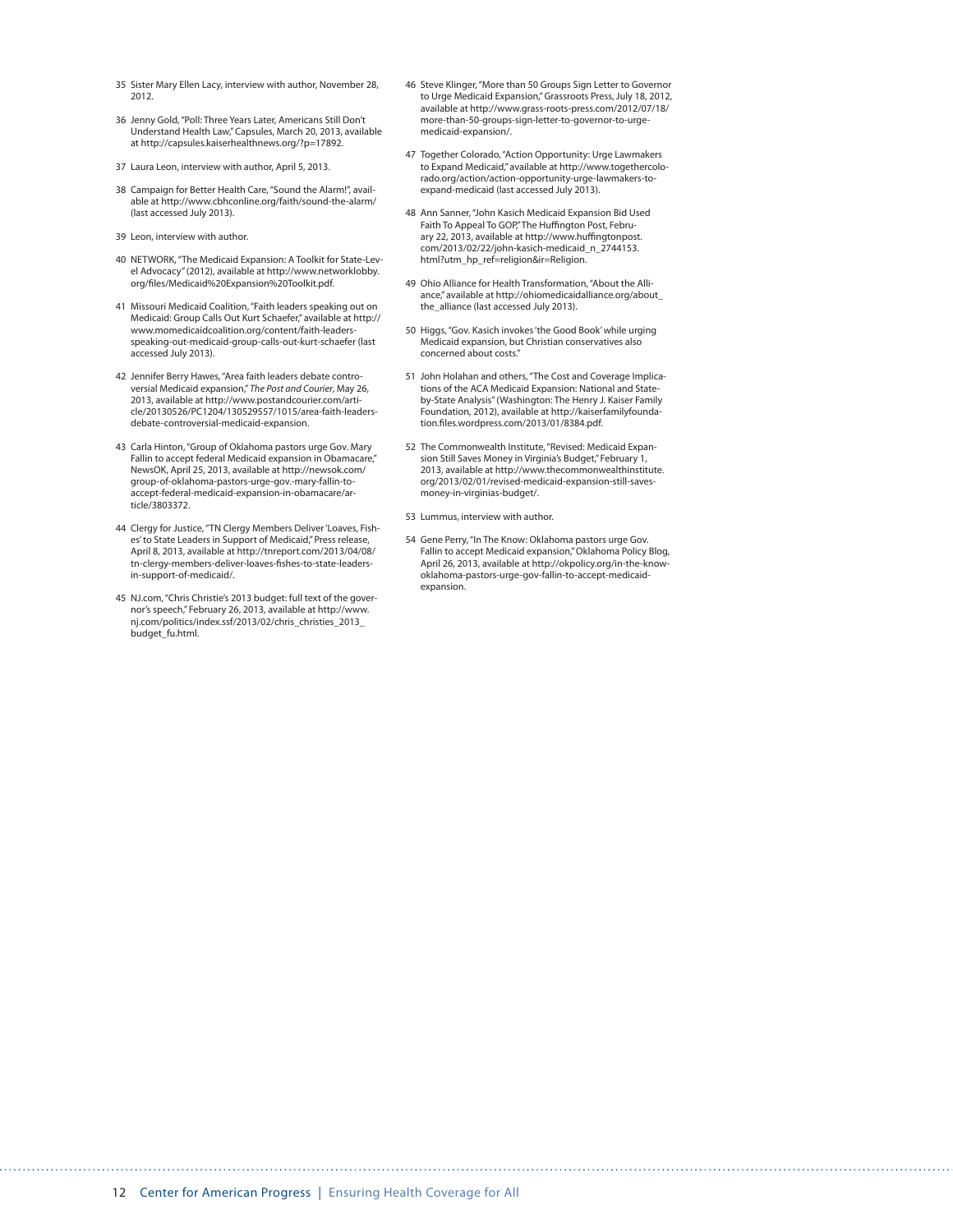35 Sister Mary Ellen Lacy, interview with author, November 28, 2012.

36 Jenny Gold, "Poll: Three Years Later, Americans Still Don't Understand Health Law," Capsules, March 20, 2013, available at http://capsules.kaiserhealthnews.org/?p=17892.

37 Laura Leon, interview with author, April 5, 2013.

38 Campaign for Better Health Care, "Sound the Alarm!", available at http://www.cbhconline.org/faith/sound-the-alarm/ (last accessed July 2013).

39 Leon, interview with author.

40 NETWORK, "The Medicaid Expansion: A Toolkit for State-Level Advocacy" (2012), available at http://www.networklobby.org/files/Medicaid%20Expansion%20Toolkit.pdf.

41 Missouri Medicaid Coalition, "Faith leaders speaking out on Medicaid: Group Calls Out Kurt Schaefer," available at http://www.momedicaidcoalition.org/content/faith-leaders-speaking-out-medicaid-group-calls-out-kurt-schaefer (last accessed July 2013).

42 Jennifer Berry Hawes, "Area faith leaders debate controversial Medicaid expansion," *The Post and Courier*, May 26, 2013, available at http://www.postandcourier.com/article/20130526/PC1204/130529557/1015/area-faith-leaders-debate-controversial-medicaid-expansion.

43 Carla Hinton, "Group of Oklahoma pastors urge Gov. Mary Fallin to accept federal Medicaid expansion in Obamacare," NewsOK, April 25, 2013, available at http://newsok.com/group-of-oklahoma-pastors-urge-gov.-mary-fallin-to-accept-federal-medicaid-expansion-in-obamacare/article/3803372.

44 Clergy for Justice, "TN Clergy Members Deliver 'Loaves, Fishes' to State Leaders in Support of Medicaid," Press release, April 8, 2013, available at http://tnreport.com/2013/04/08/tn-clergy-members-deliver-loaves-fishes-to-state-leaders-in-support-of-medicaid/.

45 NJ.com, "Chris Christie's 2013 budget: full text of the governor's speech," February 26, 2013, available at http://www.nj.com/politics/index.ssf/2013/02/chris_christies_2013_budget_fu.html.

46 Steve Klinger, "More than 50 Groups Sign Letter to Governor to Urge Medicaid Expansion," Grassroots Press, July 18, 2012, available at http://www.grass-roots-press.com/2012/07/18/more-than-50-groups-sign-letter-to-governor-to-urge-medicaid-expansion/.

47 Together Colorado, "Action Opportunity: Urge Lawmakers to Expand Medicaid," available at http://www.togethercolorado.org/action/action-opportunity-urge-lawmakers-to-expand-medicaid (last accessed July 2013).

48 Ann Sanner, "John Kasich Medicaid Expansion Bid Used Faith To Appeal To GOP," The Huffington Post, February 22, 2013, available at http://www.huffingtonpost.com/2013/02/22/john-kasich-medicaid_n_2744153.html?utm_hp_ref=religion&ir=Religion.

49 Ohio Alliance for Health Transformation, "About the Alliance," available at http://ohiomedicaidalliance.org/about_the_alliance (last accessed July 2013).

50 Higgs, "Gov. Kasich invokes 'the Good Book' while urging Medicaid expansion, but Christian conservatives also concerned about costs."

51 John Holahan and others, "The Cost and Coverage Implications of the ACA Medicaid Expansion: National and State-by-State Analysis" (Washington: The Henry J. Kaiser Family Foundation, 2012), available at http://kaiserfamilyfoundation.files.wordpress.com/2013/01/8384.pdf.

52 The Commonwealth Institute, "Revised: Medicaid Expansion Still Saves Money in Virginia's Budget," February 1, 2013, available at http://www.thecommonwealthinstitute.org/2013/02/01/revised-medicaid-expansion-still-saves-money-in-virginias-budget/.

53 Lummus, interview with author.

54 Gene Perry, "In The Know: Oklahoma pastors urge Gov. Fallin to accept Medicaid expansion," Oklahoma Policy Blog, April 26, 2013, available at http://okpolicy.org/in-the-know-oklahoma-pastors-urge-gov-fallin-to-accept-medicaid-expansion.